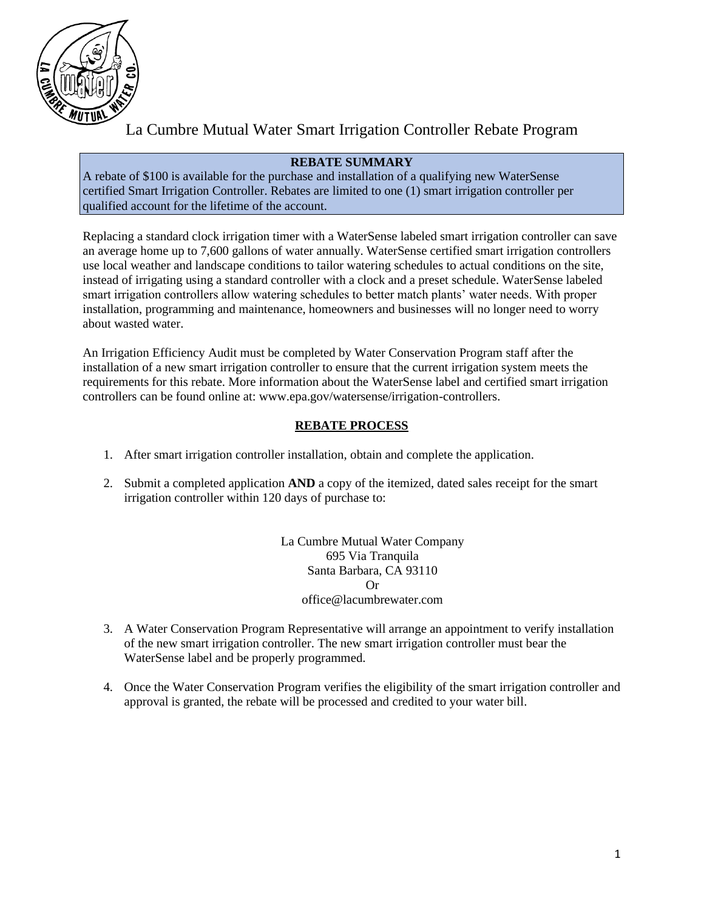# La Cumbre Mutual Water Smart Irrigation Controller Rebate Program

**REBATE SUMMARY**

A rebate of $100 is available for the purchase and installation of a qualifying new WaterSense certified Smart Irrigation Controller. Rebates are limited to one (1) smart irrigation controller per qualified account for the lifetime of the account.

Replacing a standard clock irrigation timer with a WaterSense labeled smart irrigation controller can save an average home up to 7,600 gallons of water annually. WaterSense certified smart irrigation controllers use local weather and landscape conditions to tailor watering schedules to actual conditions on the site, instead of irrigating using a standard controller with a clock and a preset schedule. WaterSense labeled smart irrigation controllers allow watering schedules to better match plants' water needs. With proper installation, programming and maintenance, homeowners and businesses will no longer need to worry about wasted water.

An Irrigation Efficiency Audit must be completed by Water Conservation Program staff after the installation of a new smart irrigation controller to ensure that the current irrigation system meets the requirements for this rebate. More information about the WaterSense label and certified smart irrigation controllers can be found online at: www.epa.gov/watersense/irrigation-controllers.

## REBATE PROCESS

1. After smart irrigation controller installation, obtain and complete the application.

2. Submit a completed application **AND** a copy of the itemized, dated sales receipt for the smart irrigation controller within 120 days of purchase to:

   La Cumbre Mutual Water Company
   695 Via Tranquila
   Santa Barbara, CA 93110
   Or
   office@lacumbrewater.com

3. A Water Conservation Program Representative will arrange an appointment to verify installation of the new smart irrigation controller. The new smart irrigation controller must bear the WaterSense label and be properly programmed.

4. Once the Water Conservation Program verifies the eligibility of the smart irrigation controller and approval is granted, the rebate will be processed and credited to your water bill.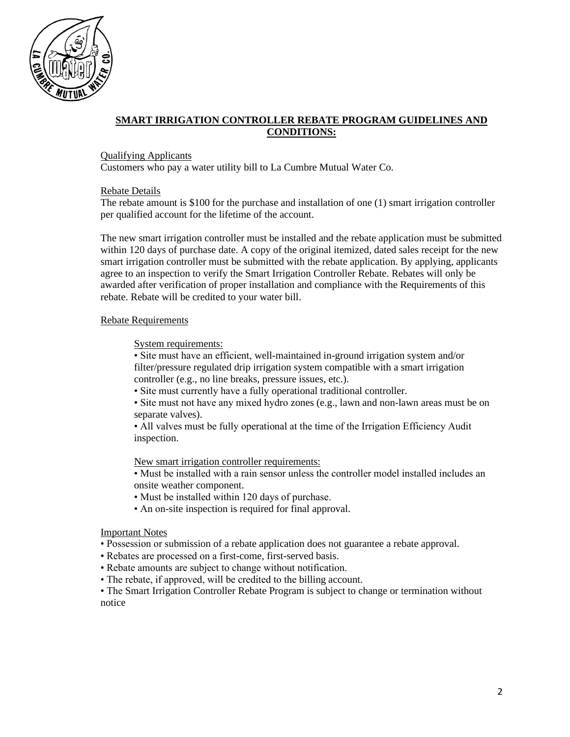## SMART IRRIGATION CONTROLLER REBATE PROGRAM GUIDELINES AND CONDITIONS:

### Qualifying Applicants

Customers who pay a water utility bill to La Cumbre Mutual Water Co.

### Rebate Details

The rebate amount is $100 for the purchase and installation of one (1) smart irrigation controller per qualified account for the lifetime of the account.

The new smart irrigation controller must be installed and the rebate application must be submitted within 120 days of purchase date. A copy of the original itemized, dated sales receipt for the new smart irrigation controller must be submitted with the rebate application. By applying, applicants agree to an inspection to verify the Smart Irrigation Controller Rebate. Rebates will only be awarded after verification of proper installation and compliance with the Requirements of this rebate. Rebate will be credited to your water bill.

### Rebate Requirements

#### System requirements:

- Site must have an efficient, well-maintained in-ground irrigation system and/or filter/pressure regulated drip irrigation system compatible with a smart irrigation controller (e.g., no line breaks, pressure issues, etc.).
- Site must currently have a fully operational traditional controller.
- Site must not have any mixed hydro zones (e.g., lawn and non-lawn areas must be on separate valves).
- All valves must be fully operational at the time of the Irrigation Efficiency Audit inspection.

#### New smart irrigation controller requirements:

- Must be installed with a rain sensor unless the controller model installed includes an onsite weather component.
- Must be installed within 120 days of purchase.
- An on-site inspection is required for final approval.

### Important Notes

- Possession or submission of a rebate application does not guarantee a rebate approval.
- Rebates are processed on a first-come, first-served basis.
- Rebate amounts are subject to change without notification.
- The rebate, if approved, will be credited to the billing account.
- The Smart Irrigation Controller Rebate Program is subject to change or termination without notice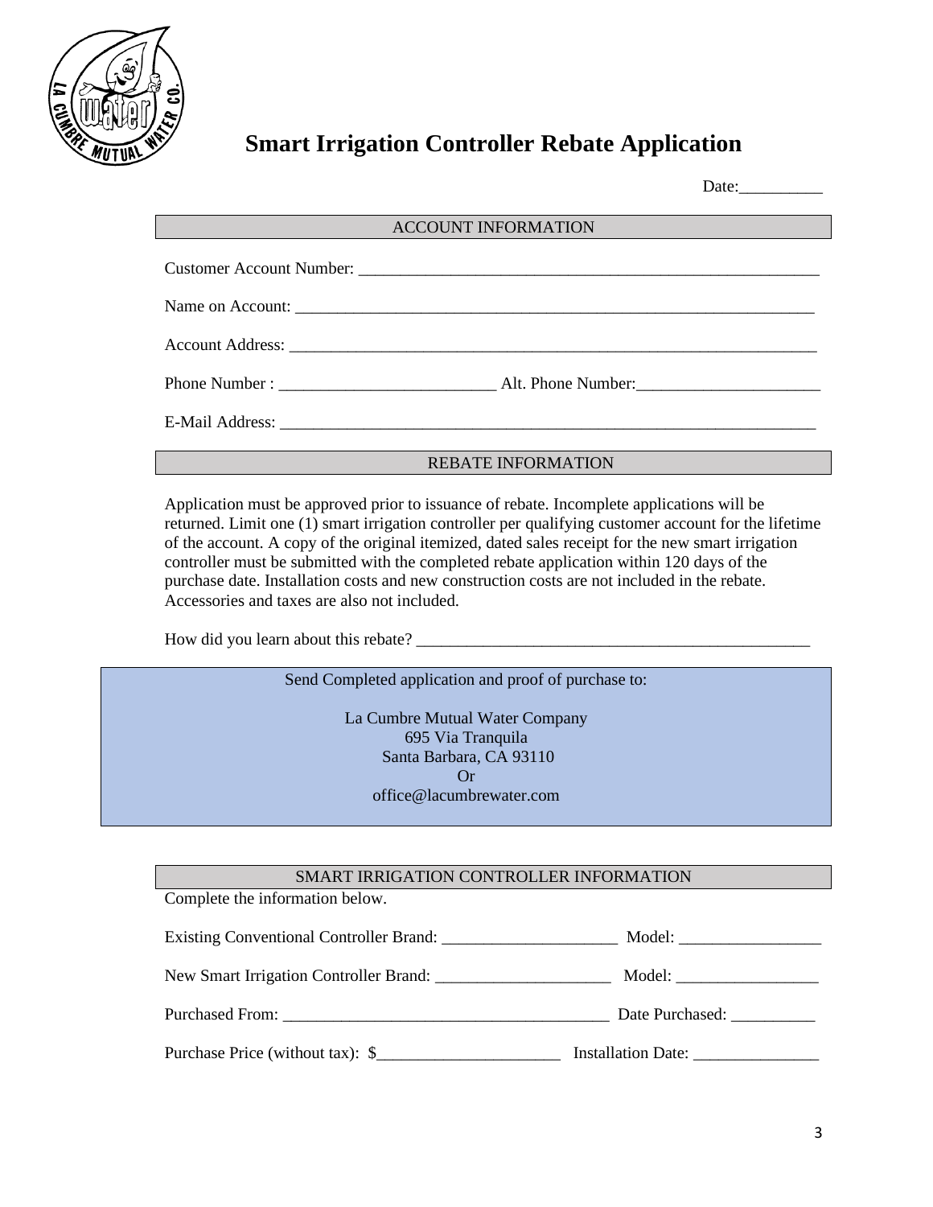# Smart Irrigation Controller Rebate Application

Date:__________

## ACCOUNT INFORMATION

Customer Account Number: _______________________________________________________

Name on Account: ______________________________________________________________

Account Address: ______________________________________________________________

Phone Number : __________________________ Alt. Phone Number:______________________

E-Mail Address: _______________________________________________________________

## REBATE INFORMATION

Application must be approved prior to issuance of rebate. Incomplete applications will be returned. Limit one (1) smart irrigation controller per qualifying customer account for the lifetime of the account. A copy of the original itemized, dated sales receipt for the new smart irrigation controller must be submitted with the completed rebate application within 120 days of the purchase date. Installation costs and new construction costs are not included in the rebate. Accessories and taxes are also not included.

How did you learn about this rebate? _________________________________________________

Send Completed application and proof of purchase to:

La Cumbre Mutual Water Company
695 Via Tranquila
Santa Barbara, CA 93110
Or
office@lacumbrewater.com

## SMART IRRIGATION CONTROLLER INFORMATION

Complete the information below.

Existing Conventional Controller Brand: _____________________ Model: _________________

New Smart Irrigation Controller Brand: _____________________ Model: _________________

Purchased From: _______________________________________ Date Purchased: __________

Purchase Price (without tax): $______________________ Installation Date: _______________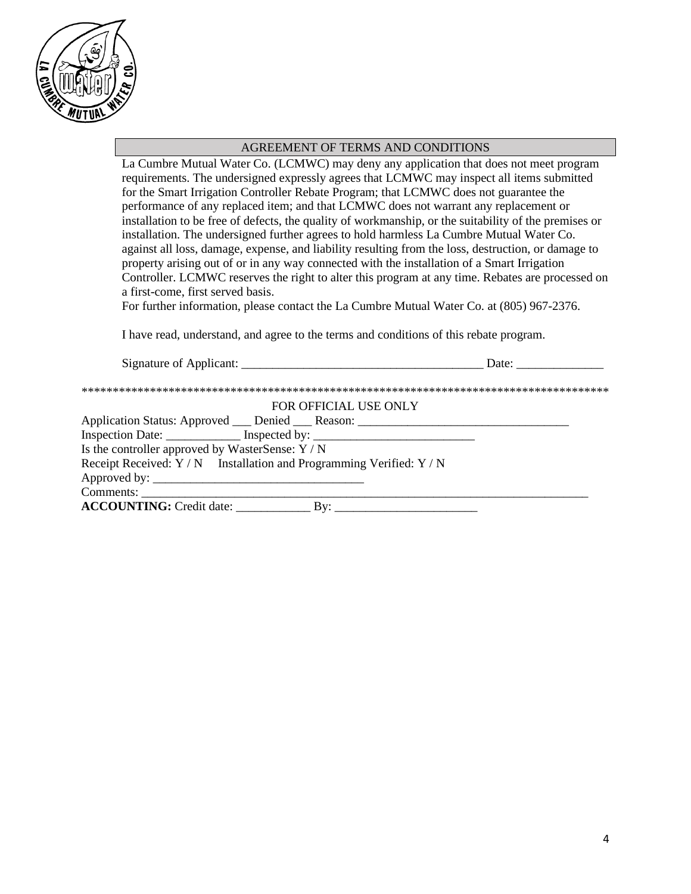## AGREEMENT OF TERMS AND CONDITIONS

La Cumbre Mutual Water Co. (LCMWC) may deny any application that does not meet program requirements. The undersigned expressly agrees that LCMWC may inspect all items submitted for the Smart Irrigation Controller Rebate Program; that LCMWC does not guarantee the performance of any replaced item; and that LCMWC does not warrant any replacement or installation to be free of defects, the quality of workmanship, or the suitability of the premises or installation. The undersigned further agrees to hold harmless La Cumbre Mutual Water Co. against all loss, damage, expense, and liability resulting from the loss, destruction, or damage to property arising out of or in any way connected with the installation of a Smart Irrigation Controller. LCMWC reserves the right to alter this program at any time. Rebates are processed on a first-come, first served basis.

For further information, please contact the La Cumbre Mutual Water Co. at (805) 967-2376.

I have read, understand, and agree to the terms and conditions of this rebate program.

Signature of Applicant: _______________________________________ Date: ______________

*****************************************************************************************

FOR OFFICIAL USE ONLY

Application Status: Approved ___ Denied ___ Reason: _________________________________

Inspection Date: ____________ Inspected by: _________________________

Is the controller approved by WasterSense: Y / N

Receipt Received: Y / N   Installation and Programming Verified: Y / N

Approved by: _________________________________

Comments: __________________________________________________________________________

**ACCOUNTING:** Credit date: ____________ By: _______________________